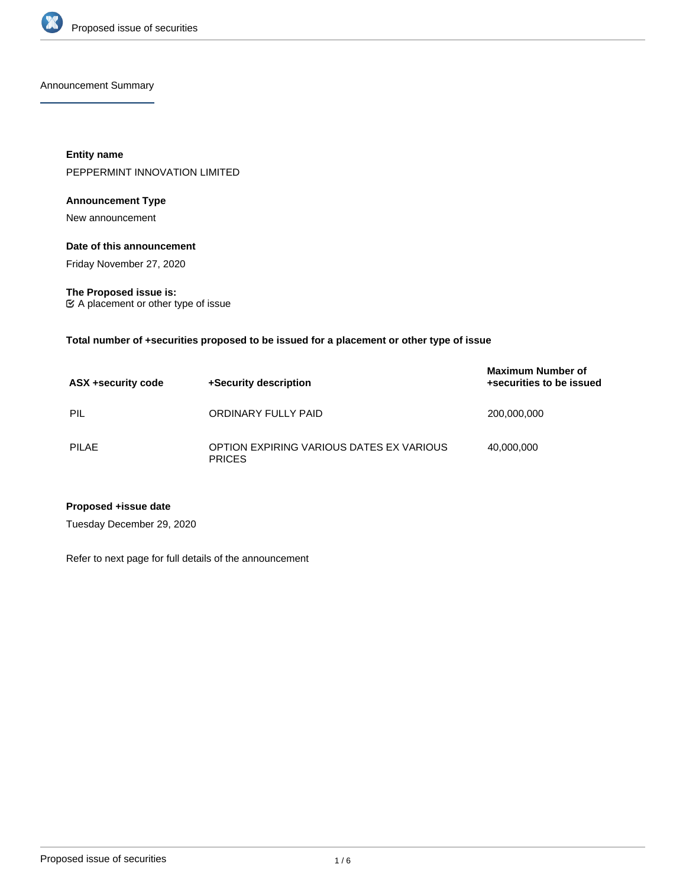## Announcement Summary

**Entity name**

PEPPERMINT INNOVATION LIMITED

**Announcement Type**

New announcement

**Date of this announcement**

Friday November 27, 2020

**The Proposed issue is:**

☑ A placement or other type of issue

**Total number of +securities proposed to be issued for a placement or other type of issue**

| ASX +security code | +Security description | Maximum Number of +securities to be issued |
| --- | --- | --- |
| PIL | ORDINARY FULLY PAID | 200,000,000 |
| PILAE | OPTION EXPIRING VARIOUS DATES EX VARIOUS PRICES | 40,000,000 |

**Proposed +issue date**

Tuesday December 29, 2020

Refer to next page for full details of the announcement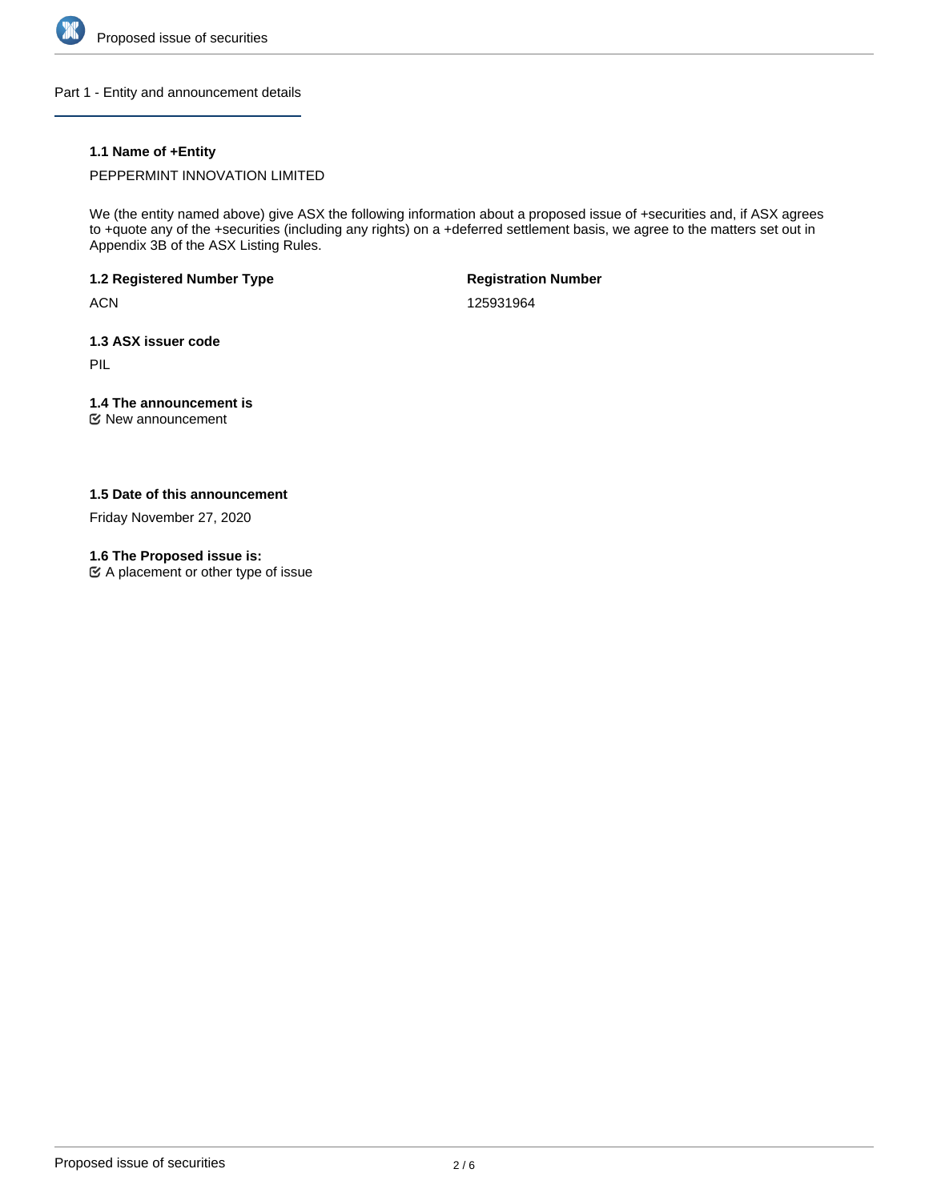## Part 1 - Entity and announcement details

### 1.1 Name of +Entity

PEPPERMINT INNOVATION LIMITED

We (the entity named above) give ASX the following information about a proposed issue of +securities and, if ASX agrees to +quote any of the +securities (including any rights) on a +deferred settlement basis, we agree to the matters set out in Appendix 3B of the ASX Listing Rules.

**1.2 Registered Number Type**

ACN

**Registration Number**

125931964

### 1.3 ASX issuer code

PIL

### 1.4 The announcement is

☑ New announcement

### 1.5 Date of this announcement

Friday November 27, 2020

### 1.6 The Proposed issue is:

☑ A placement or other type of issue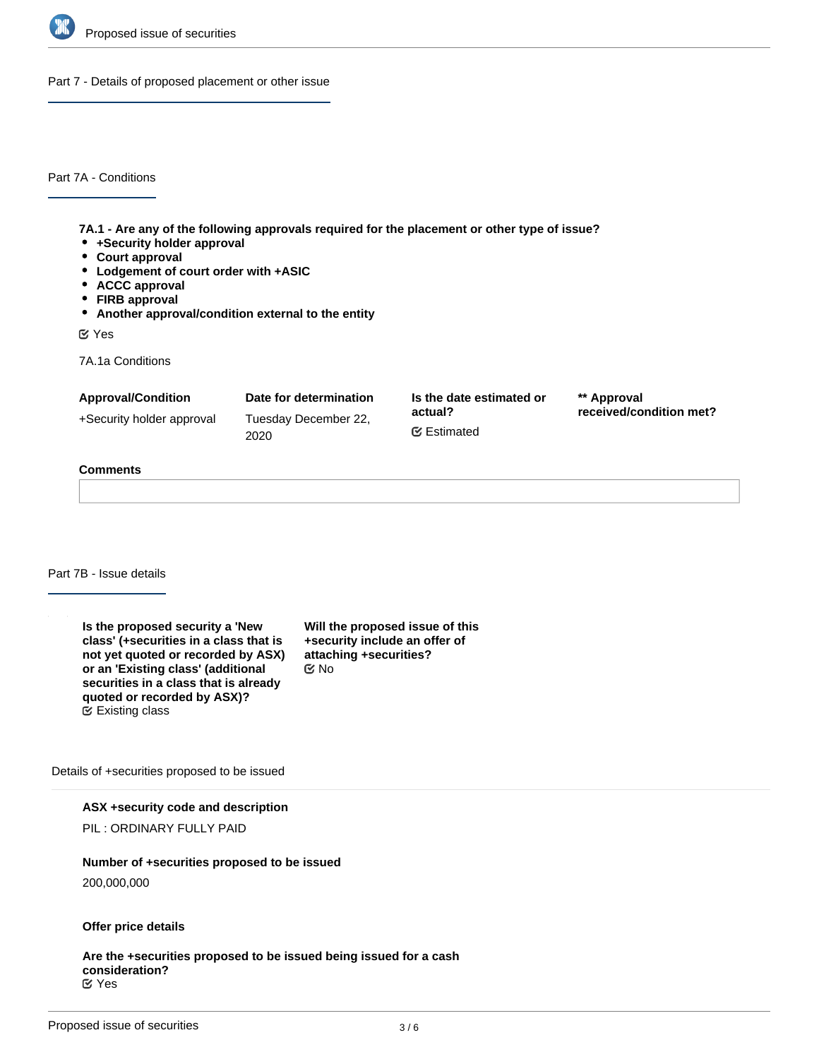## Part 7 - Details of proposed placement or other issue

### Part 7A - Conditions

**7A.1 - Are any of the following approvals required for the placement or other type of issue?**
- **+Security holder approval**
- **Court approval**
- **Lodgement of court order with +ASIC**
- **ACCC approval**
- **FIRB approval**
- **Another approval/condition external to the entity**

Yes

7A.1a Conditions

| Approval/Condition | Date for determination | Is the date estimated or actual? | ** Approval received/condition met? |
|---|---|---|---|
| +Security holder approval | Tuesday December 22, 2020 | Estimated | |

**Comments**

### Part 7B - Issue details

**Is the proposed security a 'New class' (+securities in a class that is not yet quoted or recorded by ASX) or an 'Existing class' (additional securities in a class that is already quoted or recorded by ASX)?**
Existing class

**Will the proposed issue of this +security include an offer of attaching +securities?**
No

Details of +securities proposed to be issued

**ASX +security code and description**
PIL : ORDINARY FULLY PAID

**Number of +securities proposed to be issued**
200,000,000

**Offer price details**

**Are the +securities proposed to be issued being issued for a cash consideration?**
Yes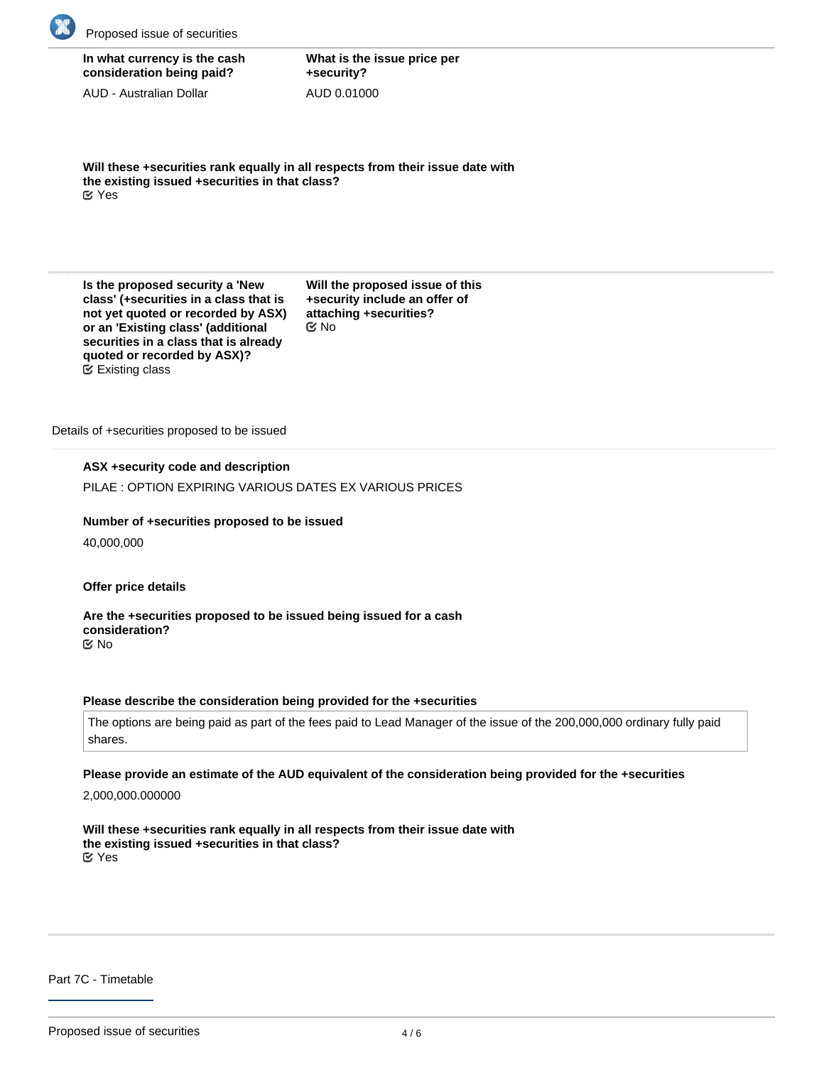**In what currency is the cash consideration being paid?**

AUD - Australian Dollar

**What is the issue price per +security?**

AUD 0.01000

**Will these +securities rank equally in all respects from their issue date with the existing issued +securities in that class?**

☑ Yes

---

**Is the proposed security a 'New class' (+securities in a class that is not yet quoted or recorded by ASX) or an 'Existing class' (additional securities in a class that is already quoted or recorded by ASX)?**

☑ Existing class

**Will the proposed issue of this +security include an offer of attaching +securities?**

☑ No

Details of +securities proposed to be issued

**ASX +security code and description**

PILAE : OPTION EXPIRING VARIOUS DATES EX VARIOUS PRICES

**Number of +securities proposed to be issued**

40,000,000

**Offer price details**

**Are the +securities proposed to be issued being issued for a cash consideration?**

☑ No

**Please describe the consideration being provided for the +securities**

The options are being paid as part of the fees paid to Lead Manager of the issue of the 200,000,000 ordinary fully paid shares.

**Please provide an estimate of the AUD equivalent of the consideration being provided for the +securities**

2,000,000.000000

**Will these +securities rank equally in all respects from their issue date with the existing issued +securities in that class?**

☑ Yes

---

Part 7C - Timetable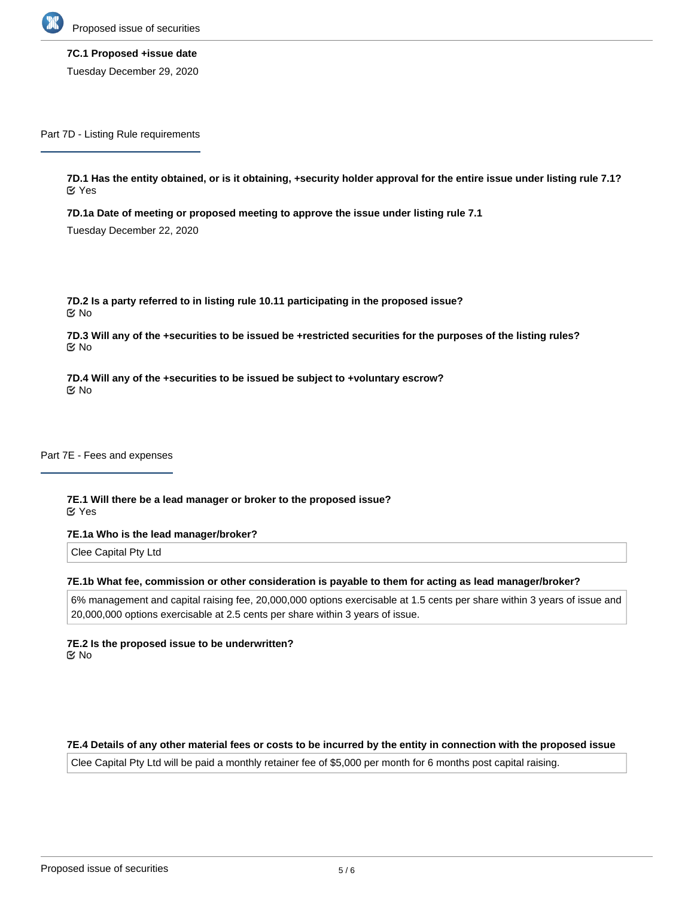**7C.1 Proposed +issue date**

Tuesday December 29, 2020

Part 7D - Listing Rule requirements

**7D.1 Has the entity obtained, or is it obtaining, +security holder approval for the entire issue under listing rule 7.1?**

Yes

**7D.1a Date of meeting or proposed meeting to approve the issue under listing rule 7.1**

Tuesday December 22, 2020

**7D.2 Is a party referred to in listing rule 10.11 participating in the proposed issue?**

No

**7D.3 Will any of the +securities to be issued be +restricted securities for the purposes of the listing rules?**

No

**7D.4 Will any of the +securities to be issued be subject to +voluntary escrow?**

No

Part 7E - Fees and expenses

**7E.1 Will there be a lead manager or broker to the proposed issue?**

Yes

**7E.1a Who is the lead manager/broker?**

Clee Capital Pty Ltd

**7E.1b What fee, commission or other consideration is payable to them for acting as lead manager/broker?**

6% management and capital raising fee, 20,000,000 options exercisable at 1.5 cents per share within 3 years of issue and 20,000,000 options exercisable at 2.5 cents per share within 3 years of issue.

**7E.2 Is the proposed issue to be underwritten?**

No

**7E.4 Details of any other material fees or costs to be incurred by the entity in connection with the proposed issue**

Clee Capital Pty Ltd will be paid a monthly retainer fee of $5,000 per month for 6 months post capital raising.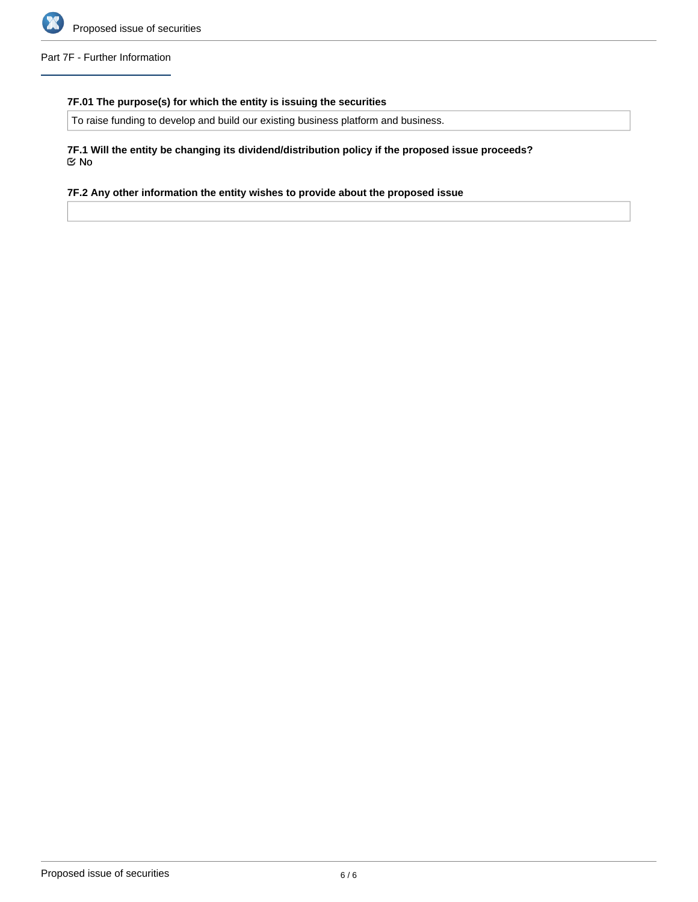## Part 7F - Further Information

**7F.01 The purpose(s) for which the entity is issuing the securities**

To raise funding to develop and build our existing business platform and business.

**7F.1 Will the entity be changing its dividend/distribution policy if the proposed issue proceeds?**

☑ No

**7F.2 Any other information the entity wishes to provide about the proposed issue**